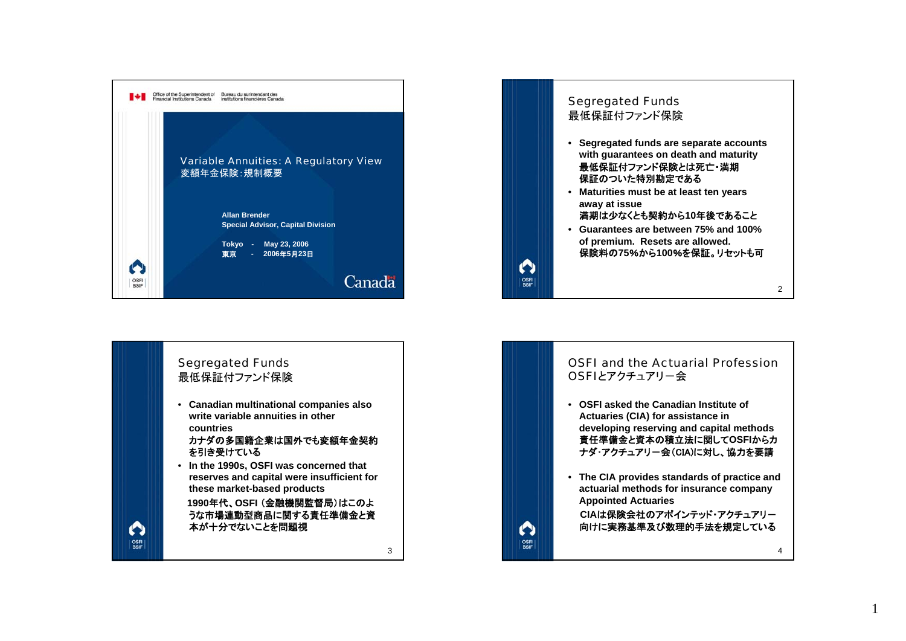Office of the Superintendent of Financial Institutions Canada | Bureau du surintendant des institutions financières Canada

# Variable Annuities: A Regulatory View
# 変額年金保険：規制概要

**Allan Brender**
**Special Advisor, Capital Division**

**Tokyo - May 23, 2006**
**東京 - 2006年5月23日**

Canada

OSFI BSIF

---

## Segregated Funds
## 最低保証付ファンド保険

- **Segregated funds are separate accounts with guarantees on death and maturity**
  **最低保証付ファンド保険とは死亡・満期保証のついた特別勘定である**
- **Maturities must be at least ten years away at issue**
  **満期は少なくとも契約から10年後であること**
- **Guarantees are between 75% and 100% of premium. Resets are allowed.**
  **保険料の75%から100%を保証。リセットも可**

---

## Segregated Funds
## 最低保証付ファンド保険

- **Canadian multinational companies also write variable annuities in other countries**
  **カナダの多国籍企業は国外でも変額年金契約を引き受けている**
- **In the 1990s, OSFI was concerned that reserves and capital were insufficient for these market-based products**
  **1990年代、OSFI (金融機関監督局)はこのような市場連動型商品に関する責任準備金と資本が十分でないことを問題視**

---

## OSFI and the Actuarial Profession
## OSFIとアクチュアリー会

- **OSFI asked the Canadian Institute of Actuaries (CIA) for assistance in developing reserving and capital methods**
  **責任準備金と資本の積立法に関してOSFIからカナダ・アクチュアリー会(CIA)に対し、協力を要請**
- **The CIA provides standards of practice and actuarial methods for insurance company Appointed Actuaries**
  **CIAは保険会社のアポインテッド・アクチュアリー向けに実務基準及び数理的手法を規定している**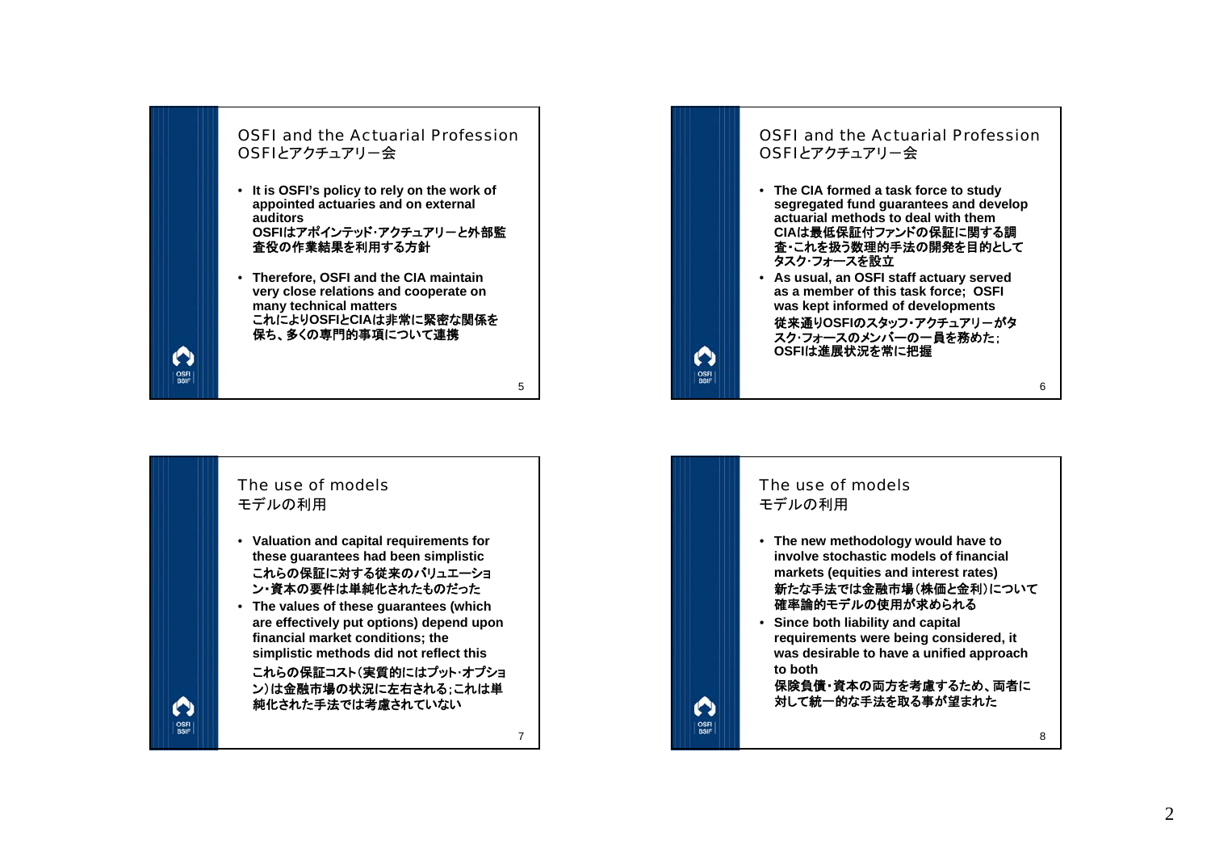## OSFI and the Actuarial Profession
## OSFIとアクチュアリー会

- **It is OSFI's policy to rely on the work of appointed actuaries and on external auditors**
  **OSFIはアポインテッド･アクチュアリーと外部監査役の作業結果を利用する方針**
- **Therefore, OSFI and the CIA maintain very close relations and cooperate on many technical matters**
  **これによりOSFIとCIAは非常に緊密な関係を保ち、多くの専門的事項について連携**

## OSFI and the Actuarial Profession
## OSFIとアクチュアリー会

- **The CIA formed a task force to study segregated fund guarantees and develop actuarial methods to deal with them**
  **CIAは最低保証付ファンドの保証に関する調査･これを扱う数理的手法の開発を目的としてタスク･フォースを設立**
- **As usual, an OSFI staff actuary served as a member of this task force; OSFI was kept informed of developments**
  **従来通りOSFIのスタッフ･アクチュアリーがタスク･フォースのメンバーの一員を務めた；OSFIは進展状況を常に把握**

## The use of models
## モデルの利用

- **Valuation and capital requirements for these guarantees had been simplistic**
  **これらの保証に対する従来のバリュエーション･資本の要件は単純化されたものだった**
- **The values of these guarantees (which are effectively put options) depend upon financial market conditions; the simplistic methods did not reflect this**
  **これらの保証コスト（実質的にはプット･オプション）は金融市場の状況に左右される；これは単純化された手法では考慮されていない**

## The use of models
## モデルの利用

- **The new methodology would have to involve stochastic models of financial markets (equities and interest rates)**
  **新たな手法では金融市場（株価と金利）について確率論的モデルの使用が求められる**
- **Since both liability and capital requirements were being considered, it was desirable to have a unified approach to both**
  **保険負債･資本の両方を考慮するため、両者に対して統一的な手法を取る事が望まれた**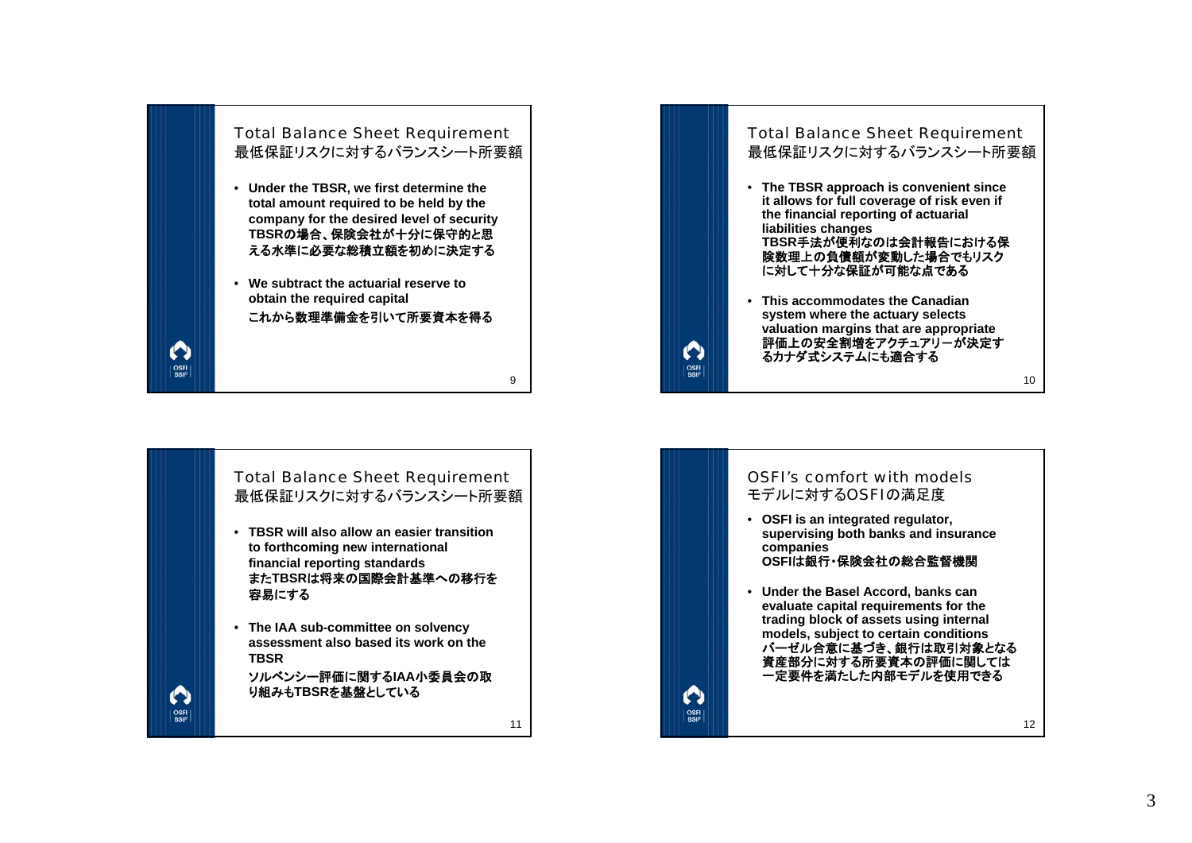## Total Balance Sheet Requirement
## 最低保証リスクに対するバランスシート所要額

- **Under the TBSR, we first determine the total amount required to be held by the company for the desired level of security**
  **TBSRの場合、保険会社が十分に保守的と思える水準に必要な総積立額を初めに決定する**
- **We subtract the actuarial reserve to obtain the required capital**
  **これから数理準備金を引いて所要資本を得る**

## Total Balance Sheet Requirement
## 最低保証リスクに対するバランスシート所要額

- **The TBSR approach is convenient since it allows for full coverage of risk even if the financial reporting of actuarial liabilities changes**
  **TBSR手法が便利なのは会計報告における保険数理上の負債額が変動した場合でもリスクに対して十分な保証が可能な点である**
- **This accommodates the Canadian system where the actuary selects valuation margins that are appropriate**
  **評価上の安全割増をアクチュアリーが決定するカナダ式システムにも適合する**

## Total Balance Sheet Requirement
## 最低保証リスクに対するバランスシート所要額

- **TBSR will also allow an easier transition to forthcoming new international financial reporting standards**
  **またTBSRは将来の国際会計基準への移行を容易にする**
- **The IAA sub-committee on solvency assessment also based its work on the TBSR**
  **ソルベンシー評価に関するIAA小委員会の取り組みもTBSRを基盤としている**

## OSFI's comfort with models
## モデルに対するOSFIの満足度

- **OSFI is an integrated regulator, supervising both banks and insurance companies**
  **OSFIは銀行・保険会社の総合監督機関**
- **Under the Basel Accord, banks can evaluate capital requirements for the trading block of assets using internal models, subject to certain conditions**
  **バーゼル合意に基づき、銀行は取引対象となる資産部分に対する所要資本の評価に関しては一定要件を満たした内部モデルを使用できる**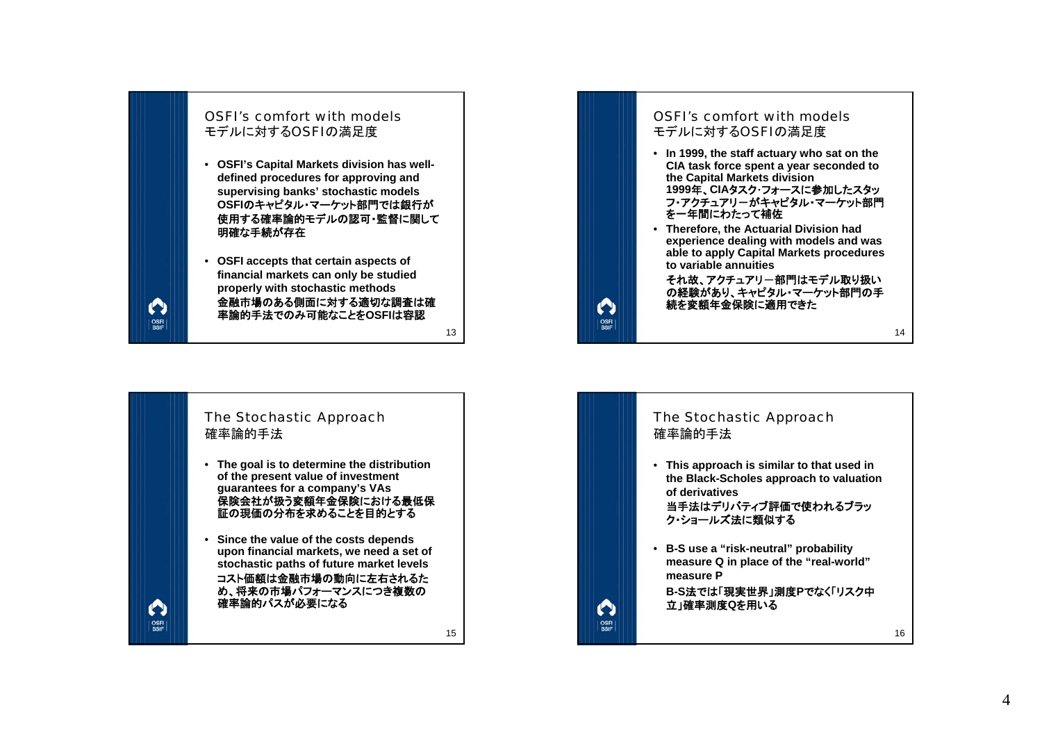## OSFI's comfort with models
## モデルに対するOSFIの満足度

- **OSFI's Capital Markets division has well-defined procedures for approving and supervising banks' stochastic models**
  **OSFIのキャピタル・マーケット部門では銀行が使用する確率論的モデルの認可・監督に関して明確な手続が存在**
- **OSFI accepts that certain aspects of financial markets can only be studied properly with stochastic methods**
  **金融市場のある側面に対する適切な調査は確率論的手法でのみ可能なことをOSFIは容認**

## OSFI's comfort with models
## モデルに対するOSFIの満足度

- **In 1999, the staff actuary who sat on the CIA task force spent a year seconded to the Capital Markets division**
  **1999年、CIAタスク・フォースに参加したスタッフ・アクチュアリーがキャピタル・マーケット部門を一年間にわたって補佐**
- **Therefore, the Actuarial Division had experience dealing with models and was able to apply Capital Markets procedures to variable annuities**
  **それ故、アクチュアリー部門はモデル取り扱いの経験があり、キャピタル・マーケット部門の手続を変額年金保険に適用できた**

## The Stochastic Approach
## 確率論的手法

- **The goal is to determine the distribution of the present value of investment guarantees for a company's VAs**
  **保険会社が扱う変額年金保険における最低保証の現価の分布を求めることを目的とする**
- **Since the value of the costs depends upon financial markets, we need a set of stochastic paths of future market levels**
  **コスト価額は金融市場の動向に左右されるため、将来の市場パフォーマンスにつき複数の確率論的パスが必要になる**

## The Stochastic Approach
## 確率論的手法

- **This approach is similar to that used in the Black-Scholes approach to valuation of derivatives**
  **当手法はデリバティブ評価で使われるブラック・ショールズ法に類似する**
- **B-S use a "risk-neutral" probability measure Q in place of the "real-world" measure P**
  **B-S法では「現実世界」測度Pでなく「リスク中立」確率測度Qを用いる**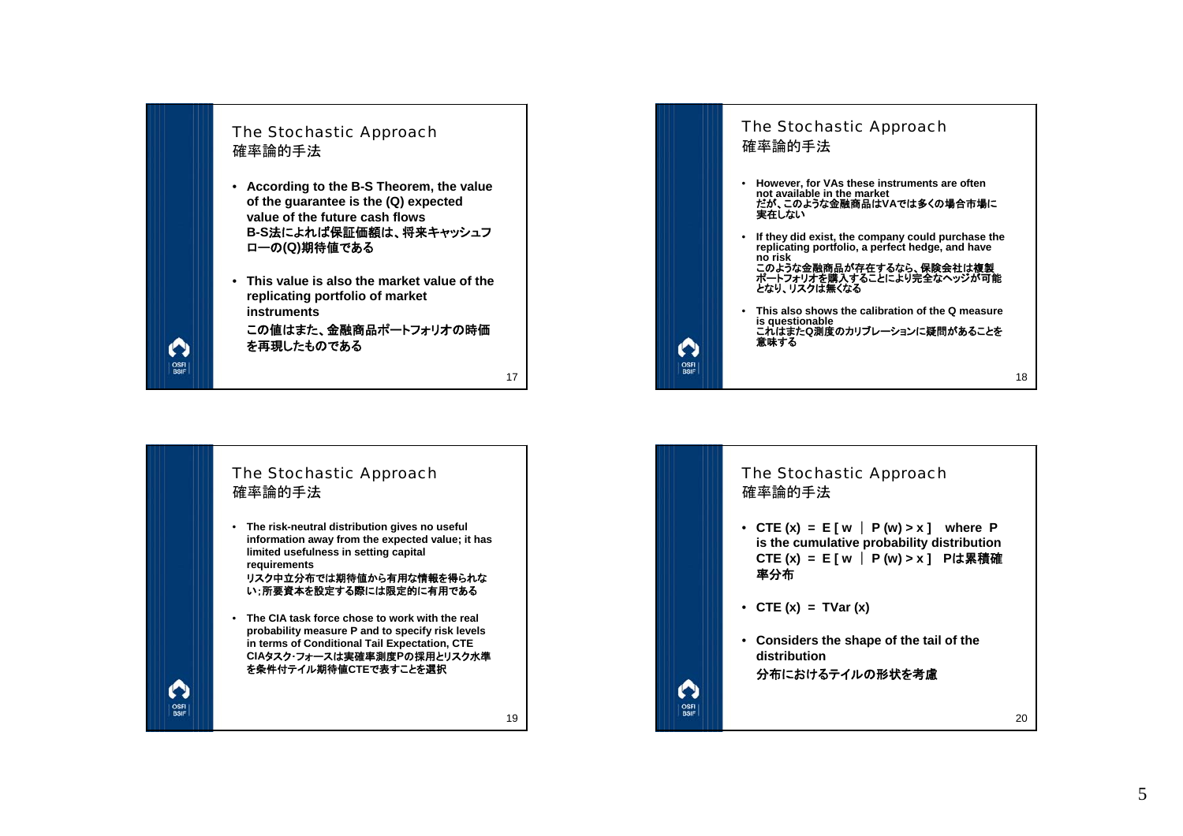## The Stochastic Approach
## 確率論的手法

- **According to the B-S Theorem, the value of the guarantee is the (Q) expected value of the future cash flows**
  **B-S法によれば保証価額は、将来キャッシュフローの(Q)期待値である**

- **This value is also the market value of the replicating portfolio of market instruments**
  **この値はまた、金融商品ポートフォリオの時価を再現したものである**

## The Stochastic Approach
## 確率論的手法

- **However, for VAs these instruments are often not available in the market**
  **だが、このような金融商品はVAでは多くの場合市場に実在しない**

- **If they did exist, the company could purchase the replicating portfolio, a perfect hedge, and have no risk**
  **このような金融商品が存在するなら、保険会社は複製ポートフォリオを購入することにより完全なヘッジが可能となり、リスクは無くなる**

- **This also shows the calibration of the Q measure is questionable**
  **これはまたQ測度のカリブレーションに疑問があることを意味する**

## The Stochastic Approach
## 確率論的手法

- **The risk-neutral distribution gives no useful information away from the expected value; it has limited usefulness in setting capital requirements**
  **リスク中立分布では期待値から有用な情報を得られない;所要資本を設定する際には限定的に有用である**

- **The CIA task force chose to work with the real probability measure P and to specify risk levels in terms of Conditional Tail Expectation, CTE**
  **CIAタスク·フォースは実確率測度Pの採用とリスク水準を条件付テイル期待値CTEで表すことを選択**

## The Stochastic Approach
## 確率論的手法

- **CTE (x) = E [ w | P (w) > x ] where P is the cumulative probability distribution**
  **CTE (x) = E [ w | P (w) > x ] Pは累積確率分布**

- **CTE (x) = TVar (x)**

- **Considers the shape of the tail of the distribution**
  **分布におけるテイルの形状を考慮**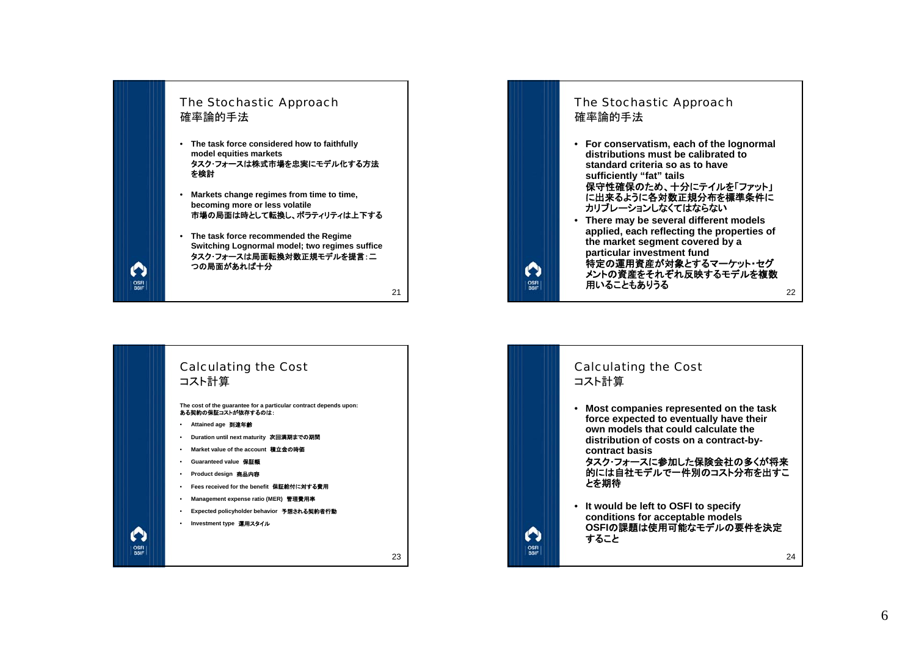## The Stochastic Approach
## 確率論的手法

- **The task force considered how to faithfully model equities markets**
  **タスク･フォースは株式市場を忠実にモデル化する方法を検討**
- **Markets change regimes from time to time, becoming more or less volatile**
  **市場の局面は時として転換し、ボラティリティは上下する**
- **The task force recommended the Regime Switching Lognormal model; two regimes suffice**
  **タスク･フォースは局面転換対数正規モデルを提言：二つの局面があれば十分**

## The Stochastic Approach
## 確率論的手法

- **For conservatism, each of the lognormal distributions must be calibrated to standard criteria so as to have sufficiently "fat" tails**
  **保守性確保のため、十分にテイルを｢ファット｣に出来るように各対数正規分布を標準条件にカリブレーションしなくてはならない**
- **There may be several different models applied, each reflecting the properties of the market segment covered by a particular investment fund**
  **特定の運用資産が対象とするマーケット･セグメントの資産をそれぞれ反映するモデルを複数用いることもありうる**

## Calculating the Cost
## コスト計算

**The cost of the guarantee for a particular contract depends upon:**
**ある契約の保証コストが依存するのは：**

- **Attained age　到達年齢**
- **Duration until next maturity　次回満期までの期間**
- **Market value of the account　積立金の時価**
- **Guaranteed value　保証額**
- **Product design　商品内容**
- **Fees received for the benefit　保証給付に対する費用**
- **Management expense ratio (MER)　管理費用率**
- **Expected policyholder behavior　予想される契約者行動**
- **Investment type　運用スタイル**

## Calculating the Cost
## コスト計算

- **Most companies represented on the task force expected to eventually have their own models that could calculate the distribution of costs on a contract-by-contract basis**
  **タスク･フォースに参加した保険会社の多くが将来的には自社モデルで一件別のコスト分布を出すことを期待**
- **It would be left to OSFI to specify conditions for acceptable models**
  **OSFIの課題は使用可能なモデルの要件を決定すること**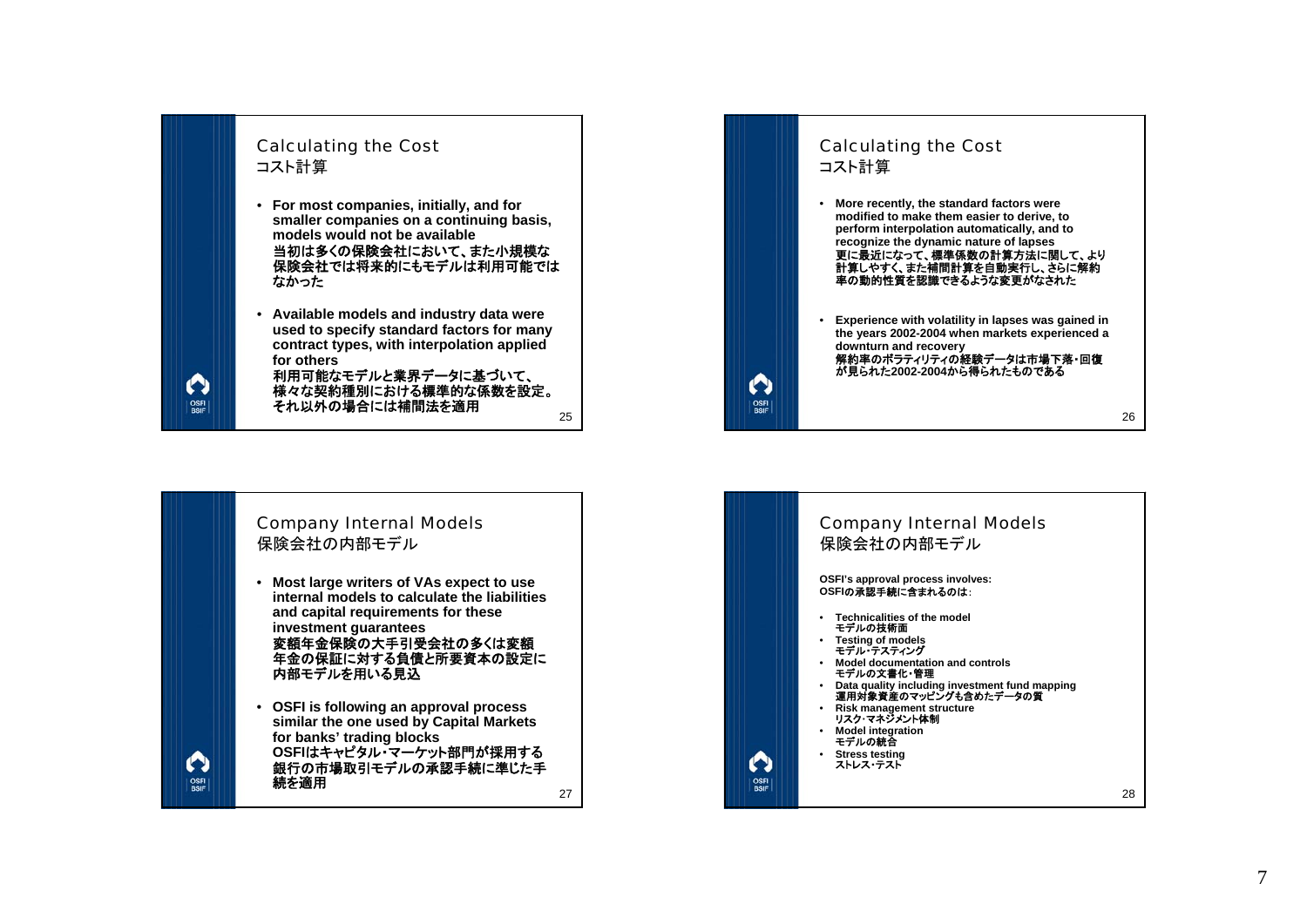## Calculating the Cost
## コスト計算

- **For most companies, initially, and for smaller companies on a continuing basis, models would not be available**
  **当初は多くの保険会社において、また小規模な保険会社では将来的にもモデルは利用可能ではなかった**
- **Available models and industry data were used to specify standard factors for many contract types, with interpolation applied for others**
  **利用可能なモデルと業界データに基づいて、様々な契約種別における標準的な係数を設定。それ以外の場合には補間法を適用**

## Calculating the Cost
## コスト計算

- **More recently, the standard factors were modified to make them easier to derive, to perform interpolation automatically, and to recognize the dynamic nature of lapses**
  **更に最近になって、標準係数の計算方法に関して、より計算しやすく、また補間計算を自動実行し、さらに解約率の動的性質を認識できるような変更がなされた**
- **Experience with volatility in lapses was gained in the years 2002-2004 when markets experienced a downturn and recovery**
  **解約率のボラティリティの経験データは市場下落・回復が見られた2002-2004から得られたものである**

## Company Internal Models
## 保険会社の内部モデル

- **Most large writers of VAs expect to use internal models to calculate the liabilities and capital requirements for these investment guarantees**
  **変額年金保険の大手引受会社の多くは変額年金の保証に対する負債と所要資本の設定に内部モデルを用いる見込**
- **OSFI is following an approval process similar the one used by Capital Markets for banks' trading blocks**
  **OSFIはキャピタル・マーケット部門が採用する銀行の市場取引モデルの承認手続に準じた手続を適用**

## Company Internal Models
## 保険会社の内部モデル

**OSFI's approval process involves:**
**OSFIの承認手続に含まれるのは：**

- **Technicalities of the model**
  **モデルの技術面**
- **Testing of models**
  **モデル・テスティング**
- **Model documentation and controls**
  **モデルの文書化・管理**
- **Data quality including investment fund mapping**
  **運用対象資産のマッピングも含めたデータの質**
- **Risk management structure**
  **リスク・マネジメント体制**
- **Model integration**
  **モデルの統合**
- **Stress testing**
  **ストレス・テスト**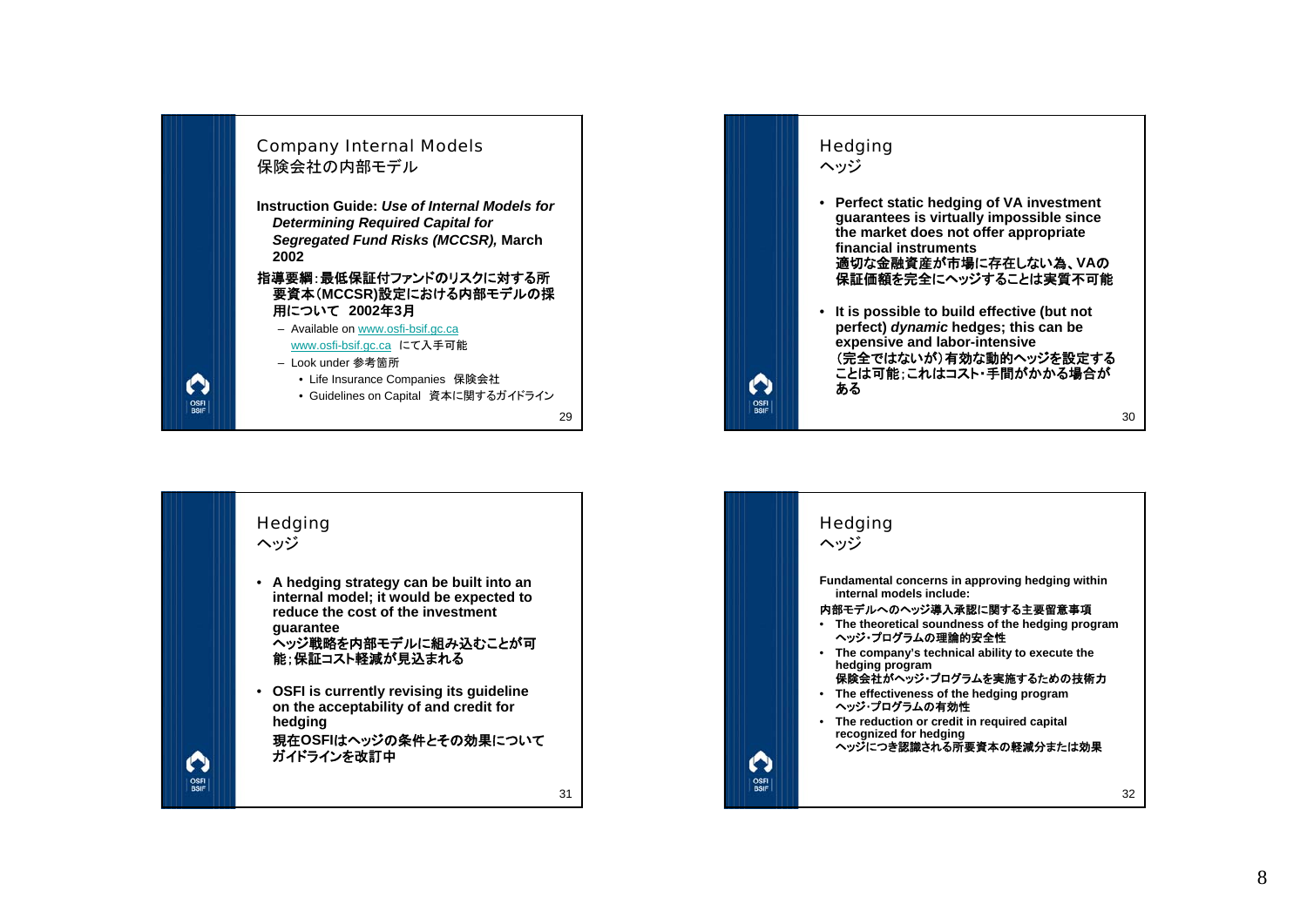## Company Internal Models
## 保険会社の内部モデル

**Instruction Guide: *Use of Internal Models for Determining Required Capital for Segregated Fund Risks (MCCSR),* March 2002**

**指導要綱：最低保証付ファンドのリスクに対する所要資本(MCCSR)設定における内部モデルの採用について　2002年3月**

- Available on www.osfi-bsif.gc.ca
  www.osfi-bsif.gc.ca にて入手可能
- Look under 参考箇所
  - Life Insurance Companies 保険会社
  - Guidelines on Capital 資本に関するガイドライン

## Hedging
## ヘッジ

- **Perfect static hedging of VA investment guarantees is virtually impossible since the market does not offer appropriate financial instruments**
  **適切な金融資産が市場に存在しない為、VAの保証価額を完全にヘッジすることは実質不可能**
- **It is possible to build effective (but not perfect) *dynamic* hedges; this can be expensive and labor-intensive**
  **(完全ではないが)有効な動的ヘッジを設定することは可能；これはコスト・手間がかかる場合がある**

## Hedging
## ヘッジ

- **A hedging strategy can be built into an internal model; it would be expected to reduce the cost of the investment guarantee**
  **ヘッジ戦略を内部モデルに組み込むことが可能；保証コスト軽減が見込まれる**
- **OSFI is currently revising its guideline on the acceptability of and credit for hedging**
  **現在OSFIはヘッジの条件とその効果についてガイドラインを改訂中**

## Hedging
## ヘッジ

**Fundamental concerns in approving hedging within internal models include:**

**内部モデルへのヘッジ導入承認に関する主要留意事項**

- **The theoretical soundness of the hedging program**
  **ヘッジ･プログラムの理論的安全性**
- **The company's technical ability to execute the hedging program**
  **保険会社がヘッジ･プログラムを実施するための技術力**
- **The effectiveness of the hedging program**
  **ヘッジ･プログラムの有効性**
- **The reduction or credit in required capital recognized for hedging**
  **ヘッジにつき認識される所要資本の軽減分または効果**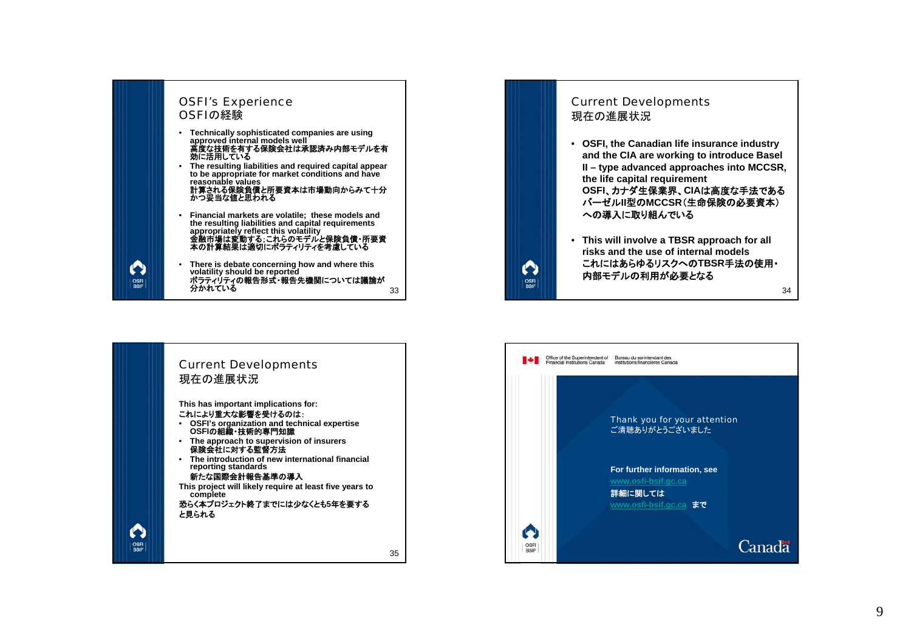## OSFI's Experience
## OSFIの経験

- Technically sophisticated companies are using approved internal models well
  高度な技術を有する保険会社は承認済み内部モデルを有効に活用している
- The resulting liabilities and required capital appear to be appropriate for market conditions and have reasonable values
  計算される保険負債と所要資本は市場動向からみて十分かつ妥当な値と思われる
- Financial markets are volatile; these models and the resulting liabilities and capital requirements appropriately reflect this volatility
  金融市場は変動する;これらのモデルと保険負債・所要資本の計算結果は適切にボラティリティを考慮している
- There is debate concerning how and where this volatility should be reported
  ボラティリティの報告形式・報告先機関については議論が分かれている

## Current Developments
## 現在の進展状況

- OSFI, the Canadian life insurance industry and the CIA are working to introduce Basel II – type advanced approaches into MCCSR, the life capital requirement
  OSFI、カナダ生保業界、CIAは高度な手法であるバーゼルII型のMCCSR(生命保険の必要資本)への導入に取り組んでいる
- This will involve a TBSR approach for all risks and the use of internal models
  これにはあらゆるリスクへのTBSR手法の使用・内部モデルの利用が必要となる

## Current Developments
## 現在の進展状況

This has important implications for:
これにより重大な影響を受けるのは:

- OSFI's organization and technical expertise
  OSFIの組織・技術的専門知識
- The approach to supervision of insurers
  保険会社に対する監督方法
- The introduction of new international financial reporting standards
  新たな国際会計報告基準の導入

This project will likely require at least five years to complete
恐らく本プロジェクト終了までには少なくとも5年を要すると見られる

Office of the Superintendent of Financial Institutions Canada / Bureau du surintendant des institutions financières Canada

Thank you for your attention
ご清聴ありがとうございました

For further information, see www.osfi-bsif.gc.ca
詳細に関しては www.osfi-bsif.gc.ca まで

Canada